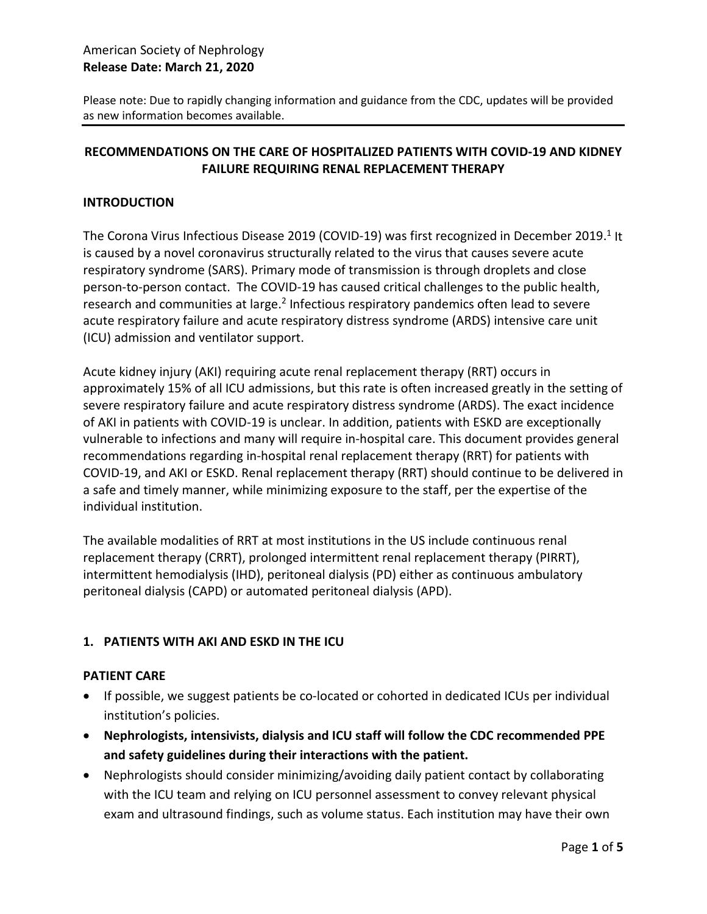American Society of Nephrology
**Release Date: March 21, 2020**

Please note: Due to rapidly changing information and guidance from the CDC, updates will be provided as new information becomes available.

---

## RECOMMENDATIONS ON THE CARE OF HOSPITALIZED PATIENTS WITH COVID-19 AND KIDNEY FAILURE REQUIRING RENAL REPLACEMENT THERAPY

### INTRODUCTION

The Corona Virus Infectious Disease 2019 (COVID-19) was first recognized in December 2019.[1] It is caused by a novel coronavirus structurally related to the virus that causes severe acute respiratory syndrome (SARS). Primary mode of transmission is through droplets and close person-to-person contact. The COVID-19 has caused critical challenges to the public health, research and communities at large.[2] Infectious respiratory pandemics often lead to severe acute respiratory failure and acute respiratory distress syndrome (ARDS) intensive care unit (ICU) admission and ventilator support.

Acute kidney injury (AKI) requiring acute renal replacement therapy (RRT) occurs in approximately 15% of all ICU admissions, but this rate is often increased greatly in the setting of severe respiratory failure and acute respiratory distress syndrome (ARDS). The exact incidence of AKI in patients with COVID-19 is unclear. In addition, patients with ESKD are exceptionally vulnerable to infections and many will require in-hospital care. This document provides general recommendations regarding in-hospital renal replacement therapy (RRT) for patients with COVID-19, and AKI or ESKD. Renal replacement therapy (RRT) should continue to be delivered in a safe and timely manner, while minimizing exposure to the staff, per the expertise of the individual institution.

The available modalities of RRT at most institutions in the US include continuous renal replacement therapy (CRRT), prolonged intermittent renal replacement therapy (PIRRT), intermittent hemodialysis (IHD), peritoneal dialysis (PD) either as continuous ambulatory peritoneal dialysis (CAPD) or automated peritoneal dialysis (APD).

### 1. PATIENTS WITH AKI AND ESKD IN THE ICU

#### PATIENT CARE

- If possible, we suggest patients be co-located or cohorted in dedicated ICUs per individual institution's policies.
- **Nephrologists, intensivists, dialysis and ICU staff will follow the CDC recommended PPE and safety guidelines during their interactions with the patient.**
- Nephrologists should consider minimizing/avoiding daily patient contact by collaborating with the ICU team and relying on ICU personnel assessment to convey relevant physical exam and ultrasound findings, such as volume status. Each institution may have their own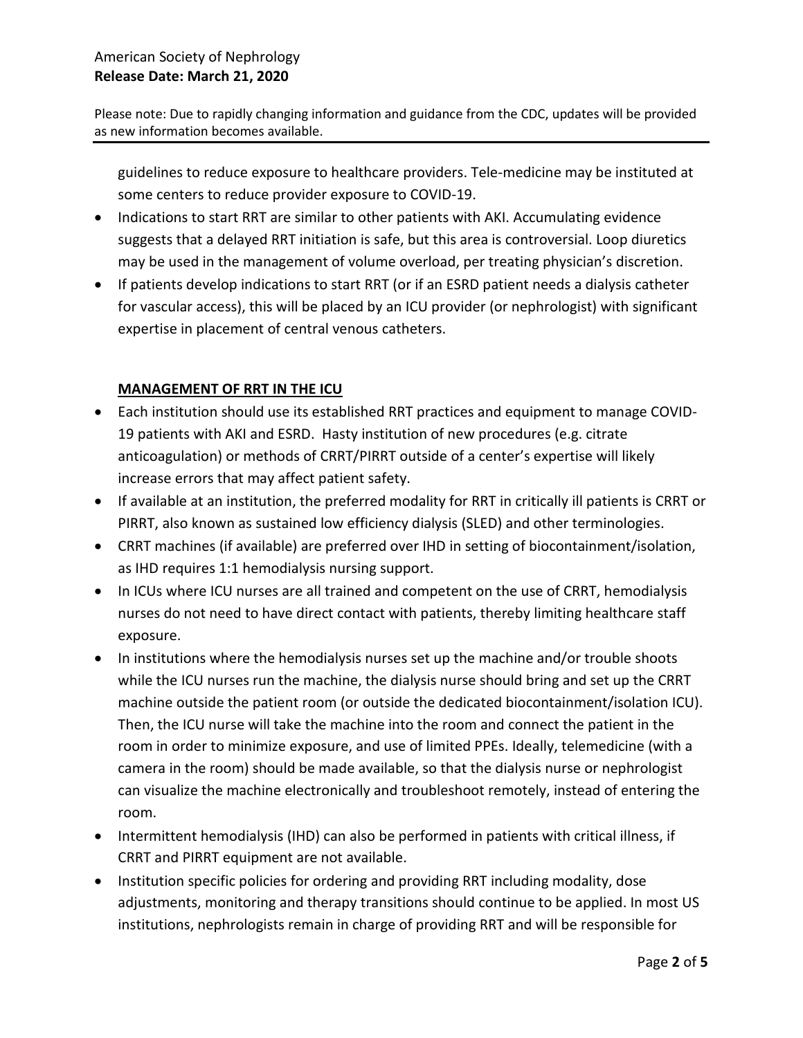guidelines to reduce exposure to healthcare providers. Tele-medicine may be instituted at some centers to reduce provider exposure to COVID-19.

- Indications to start RRT are similar to other patients with AKI. Accumulating evidence suggests that a delayed RRT initiation is safe, but this area is controversial. Loop diuretics may be used in the management of volume overload, per treating physician's discretion.
- If patients develop indications to start RRT (or if an ESRD patient needs a dialysis catheter for vascular access), this will be placed by an ICU provider (or nephrologist) with significant expertise in placement of central venous catheters.

**MANAGEMENT OF RRT IN THE ICU**

- Each institution should use its established RRT practices and equipment to manage COVID-19 patients with AKI and ESRD. Hasty institution of new procedures (e.g. citrate anticoagulation) or methods of CRRT/PIRRT outside of a center's expertise will likely increase errors that may affect patient safety.
- If available at an institution, the preferred modality for RRT in critically ill patients is CRRT or PIRRT, also known as sustained low efficiency dialysis (SLED) and other terminologies.
- CRRT machines (if available) are preferred over IHD in setting of biocontainment/isolation, as IHD requires 1:1 hemodialysis nursing support.
- In ICUs where ICU nurses are all trained and competent on the use of CRRT, hemodialysis nurses do not need to have direct contact with patients, thereby limiting healthcare staff exposure.
- In institutions where the hemodialysis nurses set up the machine and/or trouble shoots while the ICU nurses run the machine, the dialysis nurse should bring and set up the CRRT machine outside the patient room (or outside the dedicated biocontainment/isolation ICU). Then, the ICU nurse will take the machine into the room and connect the patient in the room in order to minimize exposure, and use of limited PPEs. Ideally, telemedicine (with a camera in the room) should be made available, so that the dialysis nurse or nephrologist can visualize the machine electronically and troubleshoot remotely, instead of entering the room.
- Intermittent hemodialysis (IHD) can also be performed in patients with critical illness, if CRRT and PIRRT equipment are not available.
- Institution specific policies for ordering and providing RRT including modality, dose adjustments, monitoring and therapy transitions should continue to be applied. In most US institutions, nephrologists remain in charge of providing RRT and will be responsible for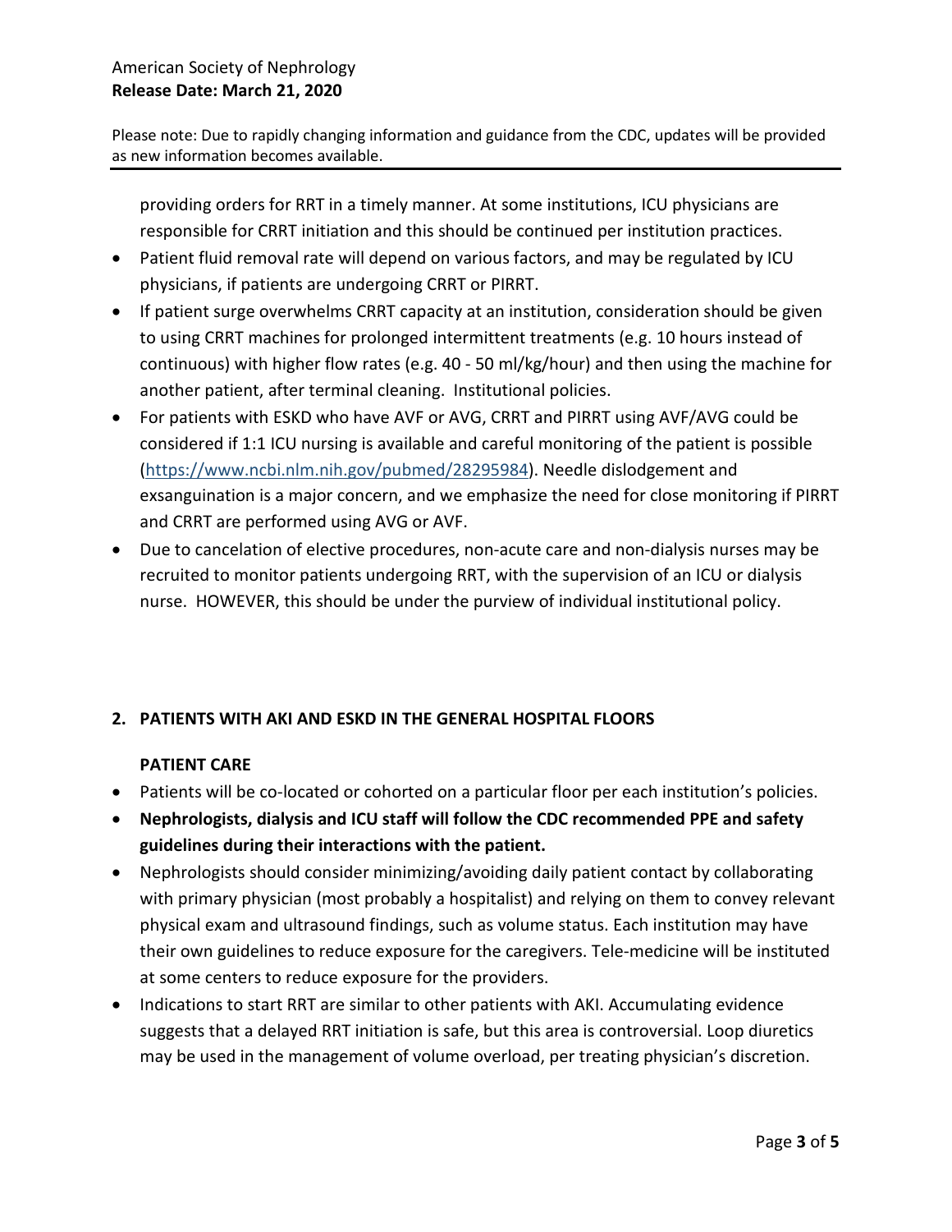providing orders for RRT in a timely manner. At some institutions, ICU physicians are responsible for CRRT initiation and this should be continued per institution practices.

- Patient fluid removal rate will depend on various factors, and may be regulated by ICU physicians, if patients are undergoing CRRT or PIRRT.
- If patient surge overwhelms CRRT capacity at an institution, consideration should be given to using CRRT machines for prolonged intermittent treatments (e.g. 10 hours instead of continuous) with higher flow rates (e.g. 40 - 50 ml/kg/hour) and then using the machine for another patient, after terminal cleaning. Institutional policies.
- For patients with ESKD who have AVF or AVG, CRRT and PIRRT using AVF/AVG could be considered if 1:1 ICU nursing is available and careful monitoring of the patient is possible (https://www.ncbi.nlm.nih.gov/pubmed/28295984). Needle dislodgement and exsanguination is a major concern, and we emphasize the need for close monitoring if PIRRT and CRRT are performed using AVG or AVF.
- Due to cancelation of elective procedures, non-acute care and non-dialysis nurses may be recruited to monitor patients undergoing RRT, with the supervision of an ICU or dialysis nurse. HOWEVER, this should be under the purview of individual institutional policy.

## 2. PATIENTS WITH AKI AND ESKD IN THE GENERAL HOSPITAL FLOORS

### PATIENT CARE

- Patients will be co-located or cohorted on a particular floor per each institution's policies.
- **Nephrologists, dialysis and ICU staff will follow the CDC recommended PPE and safety guidelines during their interactions with the patient.**
- Nephrologists should consider minimizing/avoiding daily patient contact by collaborating with primary physician (most probably a hospitalist) and relying on them to convey relevant physical exam and ultrasound findings, such as volume status. Each institution may have their own guidelines to reduce exposure for the caregivers. Tele-medicine will be instituted at some centers to reduce exposure for the providers.
- Indications to start RRT are similar to other patients with AKI. Accumulating evidence suggests that a delayed RRT initiation is safe, but this area is controversial. Loop diuretics may be used in the management of volume overload, per treating physician's discretion.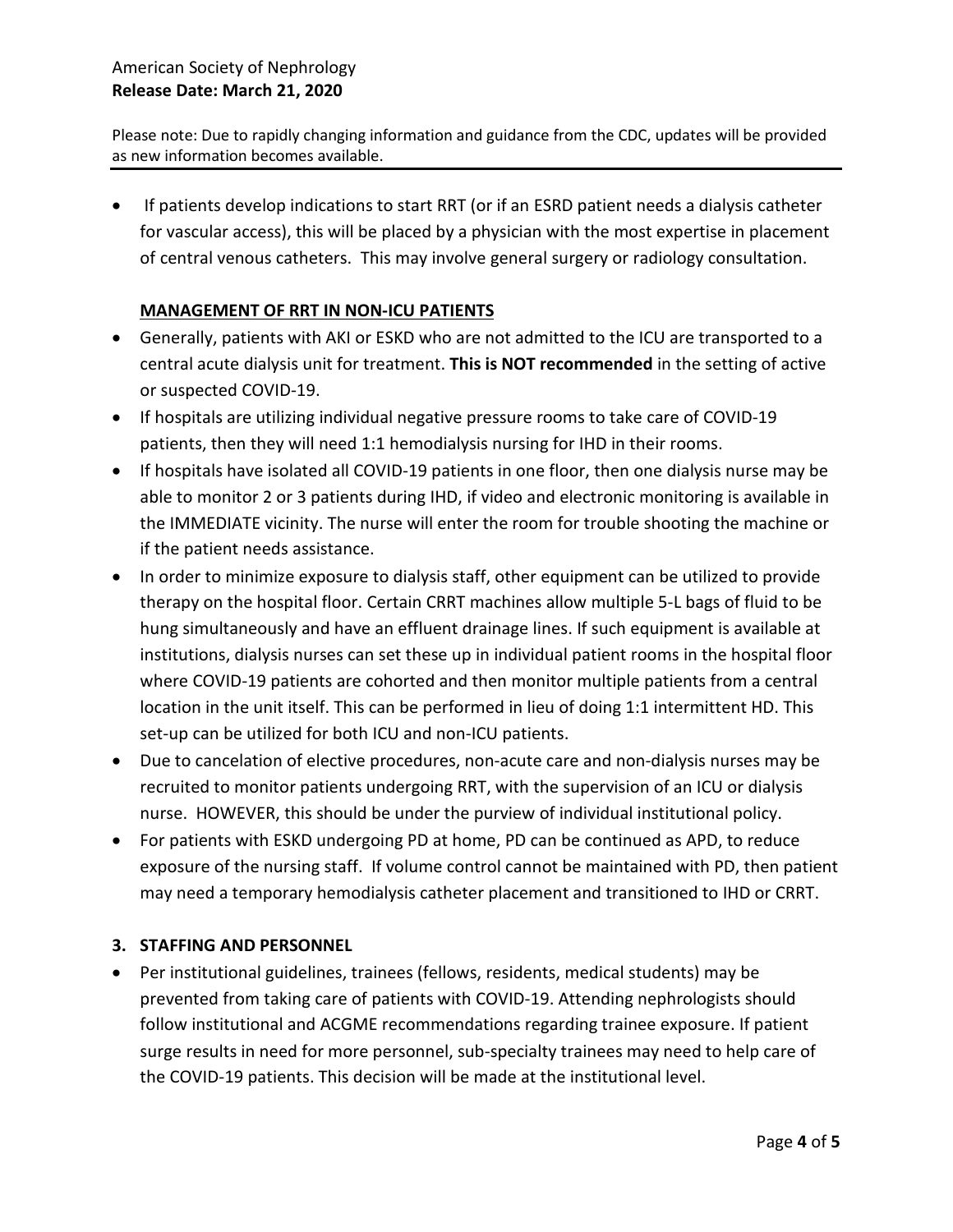- If patients develop indications to start RRT (or if an ESRD patient needs a dialysis catheter for vascular access), this will be placed by a physician with the most expertise in placement of central venous catheters. This may involve general surgery or radiology consultation.

**MANAGEMENT OF RRT IN NON-ICU PATIENTS**

- Generally, patients with AKI or ESKD who are not admitted to the ICU are transported to a central acute dialysis unit for treatment. **This is NOT recommended** in the setting of active or suspected COVID-19.
- If hospitals are utilizing individual negative pressure rooms to take care of COVID-19 patients, then they will need 1:1 hemodialysis nursing for IHD in their rooms.
- If hospitals have isolated all COVID-19 patients in one floor, then one dialysis nurse may be able to monitor 2 or 3 patients during IHD, if video and electronic monitoring is available in the IMMEDIATE vicinity. The nurse will enter the room for trouble shooting the machine or if the patient needs assistance.
- In order to minimize exposure to dialysis staff, other equipment can be utilized to provide therapy on the hospital floor. Certain CRRT machines allow multiple 5-L bags of fluid to be hung simultaneously and have an effluent drainage lines. If such equipment is available at institutions, dialysis nurses can set these up in individual patient rooms in the hospital floor where COVID-19 patients are cohorted and then monitor multiple patients from a central location in the unit itself. This can be performed in lieu of doing 1:1 intermittent HD. This set-up can be utilized for both ICU and non-ICU patients.
- Due to cancelation of elective procedures, non-acute care and non-dialysis nurses may be recruited to monitor patients undergoing RRT, with the supervision of an ICU or dialysis nurse. HOWEVER, this should be under the purview of individual institutional policy.
- For patients with ESKD undergoing PD at home, PD can be continued as APD, to reduce exposure of the nursing staff. If volume control cannot be maintained with PD, then patient may need a temporary hemodialysis catheter placement and transitioned to IHD or CRRT.

## 3. STAFFING AND PERSONNEL

- Per institutional guidelines, trainees (fellows, residents, medical students) may be prevented from taking care of patients with COVID-19. Attending nephrologists should follow institutional and ACGME recommendations regarding trainee exposure. If patient surge results in need for more personnel, sub-specialty trainees may need to help care of the COVID-19 patients. This decision will be made at the institutional level.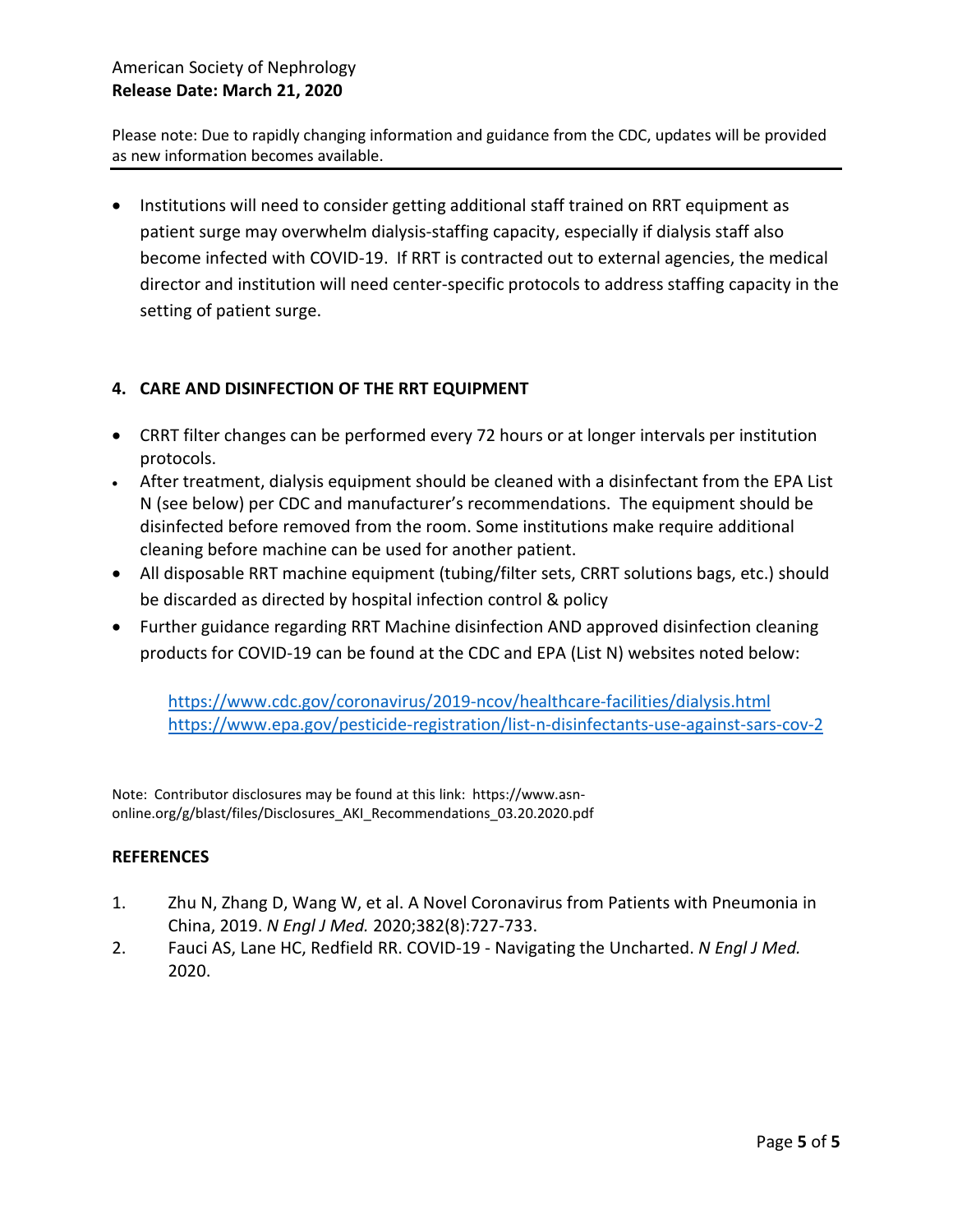- Institutions will need to consider getting additional staff trained on RRT equipment as patient surge may overwhelm dialysis-staffing capacity, especially if dialysis staff also become infected with COVID-19. If RRT is contracted out to external agencies, the medical director and institution will need center-specific protocols to address staffing capacity in the setting of patient surge.

## 4. CARE AND DISINFECTION OF THE RRT EQUIPMENT

- CRRT filter changes can be performed every 72 hours or at longer intervals per institution protocols.
- After treatment, dialysis equipment should be cleaned with a disinfectant from the EPA List N (see below) per CDC and manufacturer's recommendations. The equipment should be disinfected before removed from the room. Some institutions make require additional cleaning before machine can be used for another patient.
- All disposable RRT machine equipment (tubing/filter sets, CRRT solutions bags, etc.) should be discarded as directed by hospital infection control & policy
- Further guidance regarding RRT Machine disinfection AND approved disinfection cleaning products for COVID-19 can be found at the CDC and EPA (List N) websites noted below:

  https://www.cdc.gov/coronavirus/2019-ncov/healthcare-facilities/dialysis.html
  https://www.epa.gov/pesticide-registration/list-n-disinfectants-use-against-sars-cov-2

Note: Contributor disclosures may be found at this link: https://www.asn-online.org/g/blast/files/Disclosures_AKI_Recommendations_03.20.2020.pdf

## REFERENCES

1. Zhu N, Zhang D, Wang W, et al. A Novel Coronavirus from Patients with Pneumonia in China, 2019. *N Engl J Med.* 2020;382(8):727-733.
2. Fauci AS, Lane HC, Redfield RR. COVID-19 - Navigating the Uncharted. *N Engl J Med.* 2020.